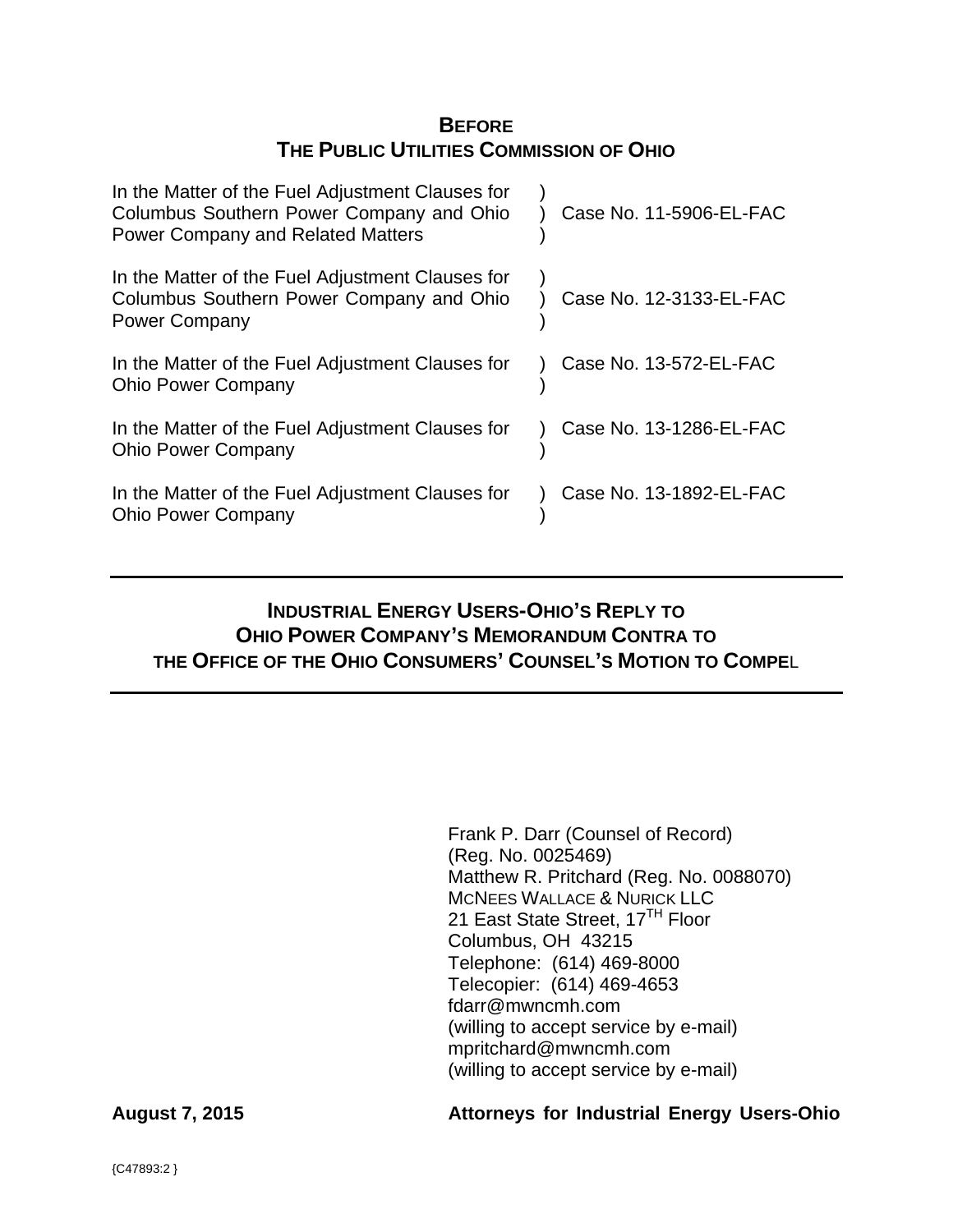# BEFORE
# THE PUBLIC UTILITIES COMMISSION OF OHIO

| | | |
|---|---|---|
| In the Matter of the Fuel Adjustment Clauses for Columbus Southern Power Company and Ohio Power Company and Related Matters | ) ) ) | Case No. 11-5906-EL-FAC |
| In the Matter of the Fuel Adjustment Clauses for Columbus Southern Power Company and Ohio Power Company | ) ) ) | Case No. 12-3133-EL-FAC |
| In the Matter of the Fuel Adjustment Clauses for Ohio Power Company | ) ) | Case No. 13-572-EL-FAC |
| In the Matter of the Fuel Adjustment Clauses for Ohio Power Company | ) ) | Case No. 13-1286-EL-FAC |
| In the Matter of the Fuel Adjustment Clauses for Ohio Power Company | ) ) | Case No. 13-1892-EL-FAC |

---

## INDUSTRIAL ENERGY USERS-OHIO'S REPLY TO OHIO POWER COMPANY'S MEMORANDUM CONTRA TO THE OFFICE OF THE OHIO CONSUMERS' COUNSEL'S MOTION TO COMPEL

---

Frank P. Darr (Counsel of Record)
(Reg. No. 0025469)
Matthew R. Pritchard (Reg. No. 0088070)
MCNEES WALLACE & NURICK LLC
21 East State Street, 17TH Floor
Columbus, OH 43215
Telephone: (614) 469-8000
Telecopier: (614) 469-4653
fdarr@mwncmh.com
(willing to accept service by e-mail)
mpritchard@mwncmh.com
(willing to accept service by e-mail)

**August 7, 2015** **Attorneys for Industrial Energy Users-Ohio**

{C47893:2 }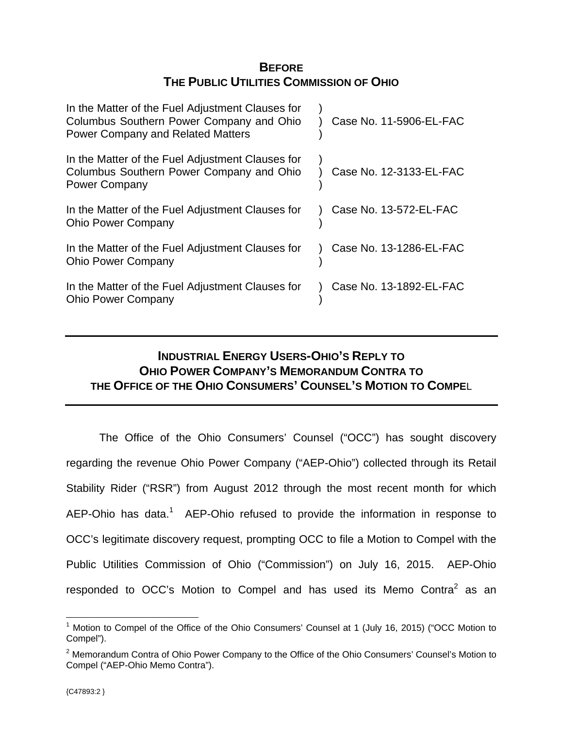**BEFORE**
**THE PUBLIC UTILITIES COMMISSION OF OHIO**

| | | |
|---|---|---|
| In the Matter of the Fuel Adjustment Clauses for Columbus Southern Power Company and Ohio Power Company and Related Matters | ) ) ) | Case No. 11-5906-EL-FAC |
| In the Matter of the Fuel Adjustment Clauses for Columbus Southern Power Company and Ohio Power Company | ) ) ) | Case No. 12-3133-EL-FAC |
| In the Matter of the Fuel Adjustment Clauses for Ohio Power Company | ) ) | Case No. 13-572-EL-FAC |
| In the Matter of the Fuel Adjustment Clauses for Ohio Power Company | ) ) | Case No. 13-1286-EL-FAC |
| In the Matter of the Fuel Adjustment Clauses for Ohio Power Company | ) ) | Case No. 13-1892-EL-FAC |

---

**INDUSTRIAL ENERGY USERS-OHIO'S REPLY TO OHIO POWER COMPANY'S MEMORANDUM CONTRA TO THE OFFICE OF THE OHIO CONSUMERS' COUNSEL'S MOTION TO COMPEL**

---

The Office of the Ohio Consumers' Counsel ("OCC") has sought discovery regarding the revenue Ohio Power Company ("AEP-Ohio") collected through its Retail Stability Rider ("RSR") from August 2012 through the most recent month for which AEP-Ohio has data.[1] AEP-Ohio refused to provide the information in response to OCC's legitimate discovery request, prompting OCC to file a Motion to Compel with the Public Utilities Commission of Ohio ("Commission") on July 16, 2015. AEP-Ohio responded to OCC's Motion to Compel and has used its Memo Contra[2] as an

---

[1] Motion to Compel of the Office of the Ohio Consumers' Counsel at 1 (July 16, 2015) ("OCC Motion to Compel").

[2] Memorandum Contra of Ohio Power Company to the Office of the Ohio Consumers' Counsel's Motion to Compel ("AEP-Ohio Memo Contra").

{C47893:2 }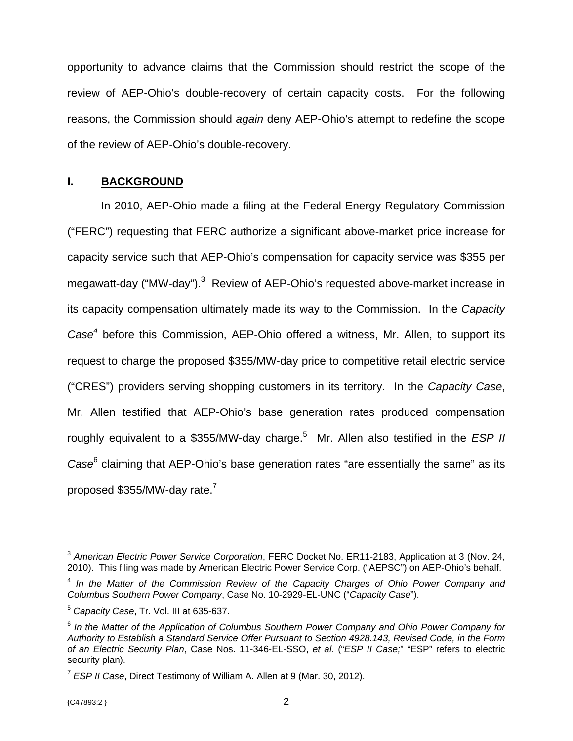opportunity to advance claims that the Commission should restrict the scope of the review of AEP-Ohio's double-recovery of certain capacity costs. For the following reasons, the Commission should *again* deny AEP-Ohio's attempt to redefine the scope of the review of AEP-Ohio's double-recovery.

## I. BACKGROUND

In 2010, AEP-Ohio made a filing at the Federal Energy Regulatory Commission ("FERC") requesting that FERC authorize a significant above-market price increase for capacity service such that AEP-Ohio's compensation for capacity service was $355 per megawatt-day ("MW-day").[3] Review of AEP-Ohio's requested above-market increase in its capacity compensation ultimately made its way to the Commission. In the *Capacity Case*[4] before this Commission, AEP-Ohio offered a witness, Mr. Allen, to support its request to charge the proposed $355/MW-day price to competitive retail electric service ("CRES") providers serving shopping customers in its territory. In the *Capacity Case*, Mr. Allen testified that AEP-Ohio's base generation rates produced compensation roughly equivalent to a $355/MW-day charge.[5] Mr. Allen also testified in the *ESP II Case*[6] claiming that AEP-Ohio's base generation rates "are essentially the same" as its proposed $355/MW-day rate.[7]

---

[3] *American Electric Power Service Corporation*, FERC Docket No. ER11-2183, Application at 3 (Nov. 24, 2010). This filing was made by American Electric Power Service Corp. ("AEPSC") on AEP-Ohio's behalf.

[4] *In the Matter of the Commission Review of the Capacity Charges of Ohio Power Company and Columbus Southern Power Company*, Case No. 10-2929-EL-UNC ("*Capacity Case*").

[5] *Capacity Case*, Tr. Vol. III at 635-637.

[6] *In the Matter of the Application of Columbus Southern Power Company and Ohio Power Company for Authority to Establish a Standard Service Offer Pursuant to Section 4928.143, Revised Code, in the Form of an Electric Security Plan*, Case Nos. 11-346-EL-SSO, *et al.* ("*ESP II Case;*" "ESP" refers to electric security plan).

[7] *ESP II Case*, Direct Testimony of William A. Allen at 9 (Mar. 30, 2012).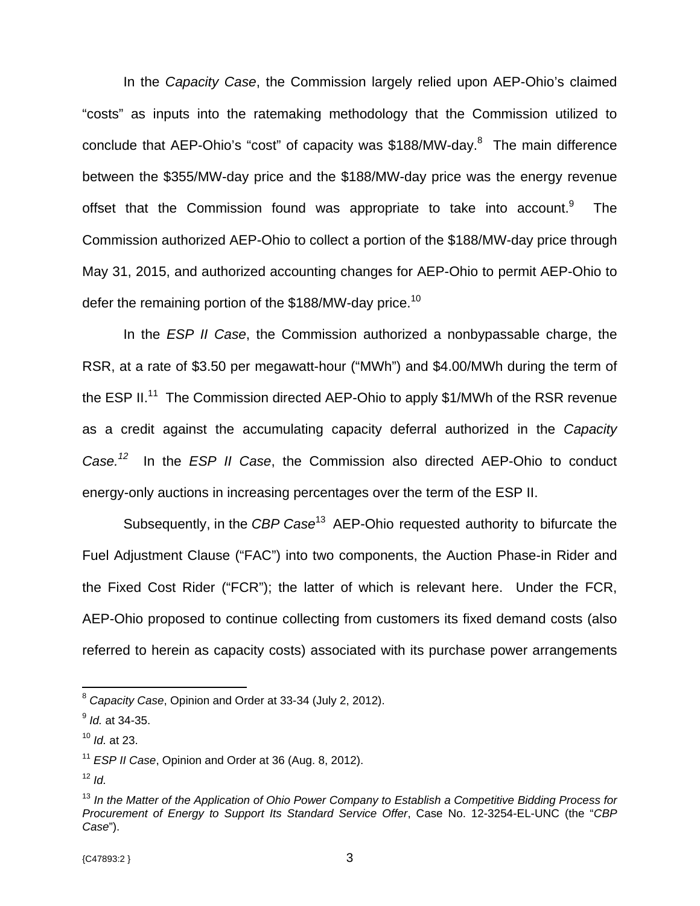In the *Capacity Case*, the Commission largely relied upon AEP-Ohio's claimed "costs" as inputs into the ratemaking methodology that the Commission utilized to conclude that AEP-Ohio's "cost" of capacity was $188/MW-day.[8] The main difference between the $355/MW-day price and the $188/MW-day price was the energy revenue offset that the Commission found was appropriate to take into account.[9] The Commission authorized AEP-Ohio to collect a portion of the $188/MW-day price through May 31, 2015, and authorized accounting changes for AEP-Ohio to permit AEP-Ohio to defer the remaining portion of the $188/MW-day price.[10]

In the *ESP II Case*, the Commission authorized a nonbypassable charge, the RSR, at a rate of $3.50 per megawatt-hour ("MWh") and $4.00/MWh during the term of the ESP II.[11] The Commission directed AEP-Ohio to apply $1/MWh of the RSR revenue as a credit against the accumulating capacity deferral authorized in the *Capacity Case.*[12] In the *ESP II Case*, the Commission also directed AEP-Ohio to conduct energy-only auctions in increasing percentages over the term of the ESP II.

Subsequently, in the *CBP Case*[13] AEP-Ohio requested authority to bifurcate the Fuel Adjustment Clause ("FAC") into two components, the Auction Phase-in Rider and the Fixed Cost Rider ("FCR"); the latter of which is relevant here. Under the FCR, AEP-Ohio proposed to continue collecting from customers its fixed demand costs (also referred to herein as capacity costs) associated with its purchase power arrangements

---

[8] *Capacity Case*, Opinion and Order at 33-34 (July 2, 2012).

[9] *Id.* at 34-35.

[10] *Id.* at 23.

[11] *ESP II Case*, Opinion and Order at 36 (Aug. 8, 2012).

[12] *Id.*

[13] *In the Matter of the Application of Ohio Power Company to Establish a Competitive Bidding Process for Procurement of Energy to Support Its Standard Service Offer*, Case No. 12-3254-EL-UNC (the "*CBP Case*").

{C47893:2 }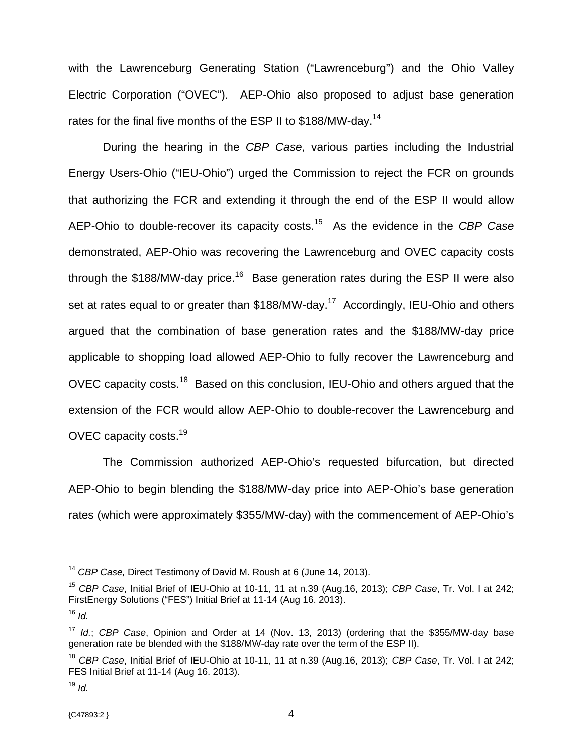with the Lawrenceburg Generating Station ("Lawrenceburg") and the Ohio Valley Electric Corporation ("OVEC"). AEP-Ohio also proposed to adjust base generation rates for the final five months of the ESP II to $188/MW-day.[14]

During the hearing in the *CBP Case*, various parties including the Industrial Energy Users-Ohio ("IEU-Ohio") urged the Commission to reject the FCR on grounds that authorizing the FCR and extending it through the end of the ESP II would allow AEP-Ohio to double-recover its capacity costs.[15] As the evidence in the *CBP Case* demonstrated, AEP-Ohio was recovering the Lawrenceburg and OVEC capacity costs through the $188/MW-day price.[16] Base generation rates during the ESP II were also set at rates equal to or greater than $188/MW-day.[17] Accordingly, IEU-Ohio and others argued that the combination of base generation rates and the $188/MW-day price applicable to shopping load allowed AEP-Ohio to fully recover the Lawrenceburg and OVEC capacity costs.[18] Based on this conclusion, IEU-Ohio and others argued that the extension of the FCR would allow AEP-Ohio to double-recover the Lawrenceburg and OVEC capacity costs.[19]

The Commission authorized AEP-Ohio's requested bifurcation, but directed AEP-Ohio to begin blending the $188/MW-day price into AEP-Ohio's base generation rates (which were approximately $355/MW-day) with the commencement of AEP-Ohio's

---

[14] *CBP Case,* Direct Testimony of David M. Roush at 6 (June 14, 2013).

[15] *CBP Case*, Initial Brief of IEU-Ohio at 10-11, 11 at n.39 (Aug.16, 2013); *CBP Case*, Tr. Vol. I at 242; FirstEnergy Solutions ("FES") Initial Brief at 11-14 (Aug 16. 2013).

[16] *Id.*

[17] *Id.*; *CBP Case*, Opinion and Order at 14 (Nov. 13, 2013) (ordering that the $355/MW-day base generation rate be blended with the $188/MW-day rate over the term of the ESP II).

[18] *CBP Case*, Initial Brief of IEU-Ohio at 10-11, 11 at n.39 (Aug.16, 2013); *CBP Case*, Tr. Vol. I at 242; FES Initial Brief at 11-14 (Aug 16. 2013).

[19] *Id.*

{C47893:2 }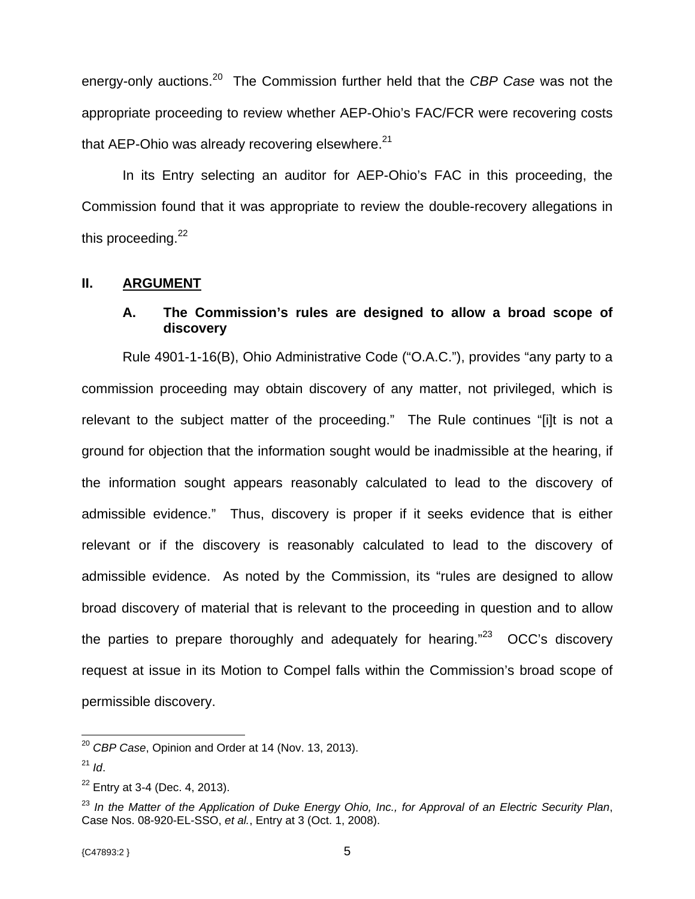energy-only auctions.[20] The Commission further held that the *CBP Case* was not the appropriate proceeding to review whether AEP-Ohio's FAC/FCR were recovering costs that AEP-Ohio was already recovering elsewhere.[21]

In its Entry selecting an auditor for AEP-Ohio's FAC in this proceeding, the Commission found that it was appropriate to review the double-recovery allegations in this proceeding.[22]

## II. ARGUMENT

### A. The Commission's rules are designed to allow a broad scope of discovery

Rule 4901-1-16(B), Ohio Administrative Code ("O.A.C."), provides "any party to a commission proceeding may obtain discovery of any matter, not privileged, which is relevant to the subject matter of the proceeding." The Rule continues "[i]t is not a ground for objection that the information sought would be inadmissible at the hearing, if the information sought appears reasonably calculated to lead to the discovery of admissible evidence." Thus, discovery is proper if it seeks evidence that is either relevant or if the discovery is reasonably calculated to lead to the discovery of admissible evidence. As noted by the Commission, its "rules are designed to allow broad discovery of material that is relevant to the proceeding in question and to allow the parties to prepare thoroughly and adequately for hearing."[23] OCC's discovery request at issue in its Motion to Compel falls within the Commission's broad scope of permissible discovery.

---

[20] *CBP Case*, Opinion and Order at 14 (Nov. 13, 2013).

[21] *Id*.

[22] Entry at 3-4 (Dec. 4, 2013).

[23] *In the Matter of the Application of Duke Energy Ohio, Inc., for Approval of an Electric Security Plan*, Case Nos. 08-920-EL-SSO, *et al.*, Entry at 3 (Oct. 1, 2008).

{C47893:2 }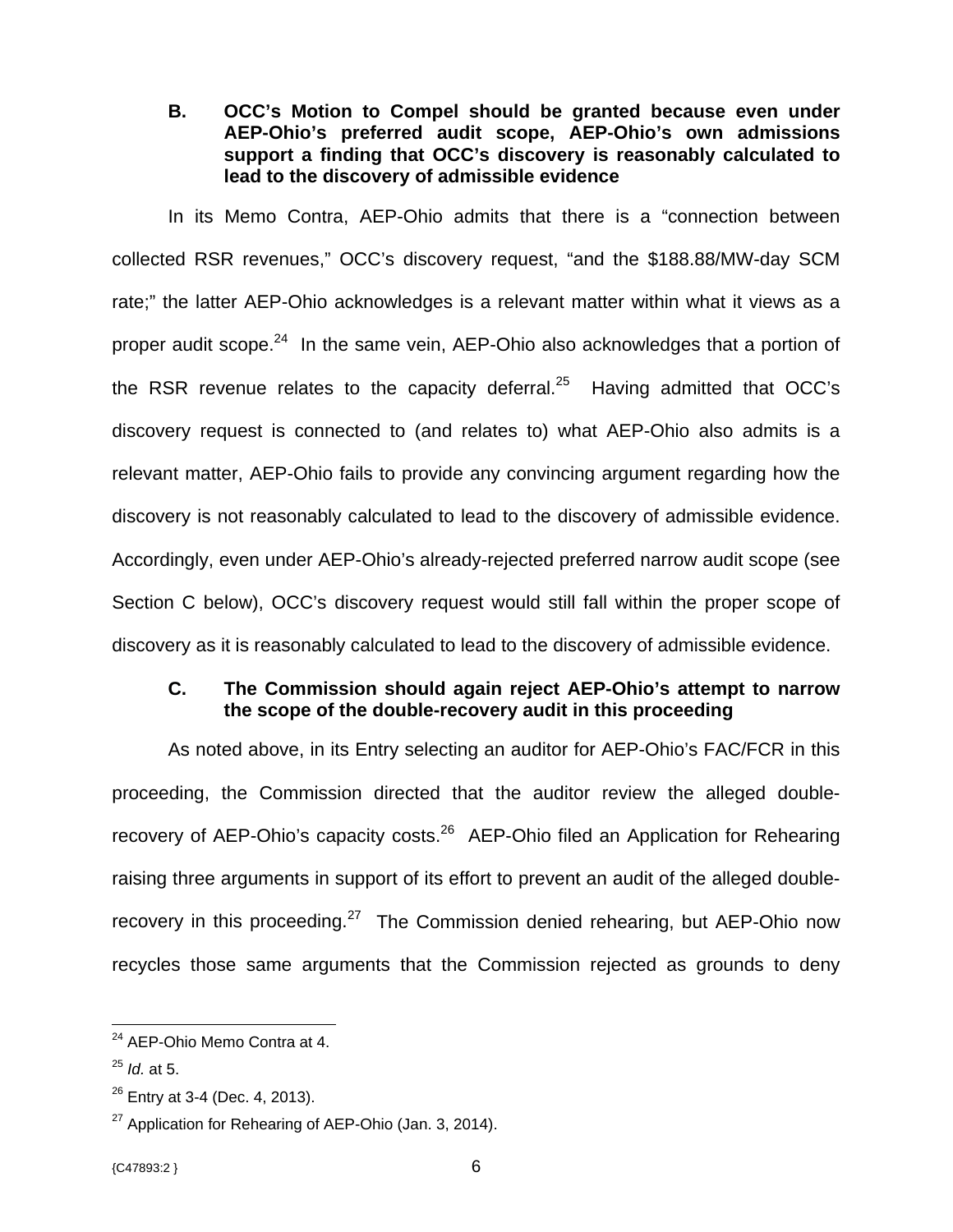### B. OCC's Motion to Compel should be granted because even under AEP-Ohio's preferred audit scope, AEP-Ohio's own admissions support a finding that OCC's discovery is reasonably calculated to lead to the discovery of admissible evidence

In its Memo Contra, AEP-Ohio admits that there is a "connection between collected RSR revenues," OCC's discovery request, "and the $188.88/MW-day SCM rate;" the latter AEP-Ohio acknowledges is a relevant matter within what it views as a proper audit scope.[24] In the same vein, AEP-Ohio also acknowledges that a portion of the RSR revenue relates to the capacity deferral.[25] Having admitted that OCC's discovery request is connected to (and relates to) what AEP-Ohio also admits is a relevant matter, AEP-Ohio fails to provide any convincing argument regarding how the discovery is not reasonably calculated to lead to the discovery of admissible evidence. Accordingly, even under AEP-Ohio's already-rejected preferred narrow audit scope (see Section C below), OCC's discovery request would still fall within the proper scope of discovery as it is reasonably calculated to lead to the discovery of admissible evidence.

### C. The Commission should again reject AEP-Ohio's attempt to narrow the scope of the double-recovery audit in this proceeding

As noted above, in its Entry selecting an auditor for AEP-Ohio's FAC/FCR in this proceeding, the Commission directed that the auditor review the alleged double-recovery of AEP-Ohio's capacity costs.[26] AEP-Ohio filed an Application for Rehearing raising three arguments in support of its effort to prevent an audit of the alleged double-recovery in this proceeding.[27] The Commission denied rehearing, but AEP-Ohio now recycles those same arguments that the Commission rejected as grounds to deny

---

[24] AEP-Ohio Memo Contra at 4.

[25] *Id.* at 5.

[26] Entry at 3-4 (Dec. 4, 2013).

[27] Application for Rehearing of AEP-Ohio (Jan. 3, 2014).

{C47893:2 }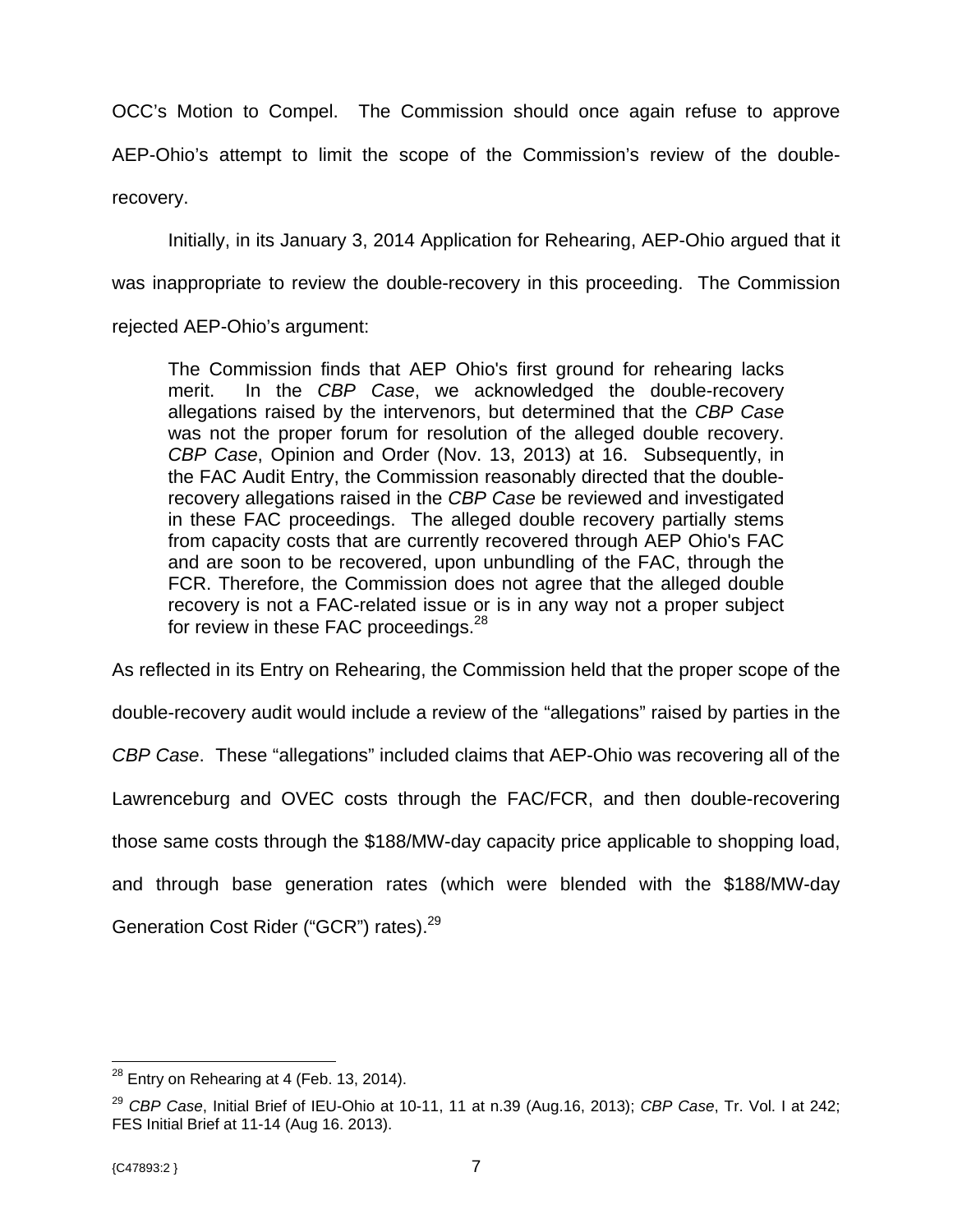OCC's Motion to Compel. The Commission should once again refuse to approve AEP-Ohio's attempt to limit the scope of the Commission's review of the double-recovery.

Initially, in its January 3, 2014 Application for Rehearing, AEP-Ohio argued that it was inappropriate to review the double-recovery in this proceeding. The Commission rejected AEP-Ohio's argument:

> The Commission finds that AEP Ohio's first ground for rehearing lacks merit. In the *CBP Case*, we acknowledged the double-recovery allegations raised by the intervenors, but determined that the *CBP Case* was not the proper forum for resolution of the alleged double recovery. *CBP Case*, Opinion and Order (Nov. 13, 2013) at 16. Subsequently, in the FAC Audit Entry, the Commission reasonably directed that the double-recovery allegations raised in the *CBP Case* be reviewed and investigated in these FAC proceedings. The alleged double recovery partially stems from capacity costs that are currently recovered through AEP Ohio's FAC and are soon to be recovered, upon unbundling of the FAC, through the FCR. Therefore, the Commission does not agree that the alleged double recovery is not a FAC-related issue or is in any way not a proper subject for review in these FAC proceedings.[28]

As reflected in its Entry on Rehearing, the Commission held that the proper scope of the double-recovery audit would include a review of the "allegations" raised by parties in the *CBP Case*. These "allegations" included claims that AEP-Ohio was recovering all of the Lawrenceburg and OVEC costs through the FAC/FCR, and then double-recovering those same costs through the $188/MW-day capacity price applicable to shopping load, and through base generation rates (which were blended with the $188/MW-day Generation Cost Rider ("GCR") rates).[29]

---

[28] Entry on Rehearing at 4 (Feb. 13, 2014).

[29] *CBP Case*, Initial Brief of IEU-Ohio at 10-11, 11 at n.39 (Aug.16, 2013); *CBP Case*, Tr. Vol. I at 242; FES Initial Brief at 11-14 (Aug 16. 2013).

{C47893:2 }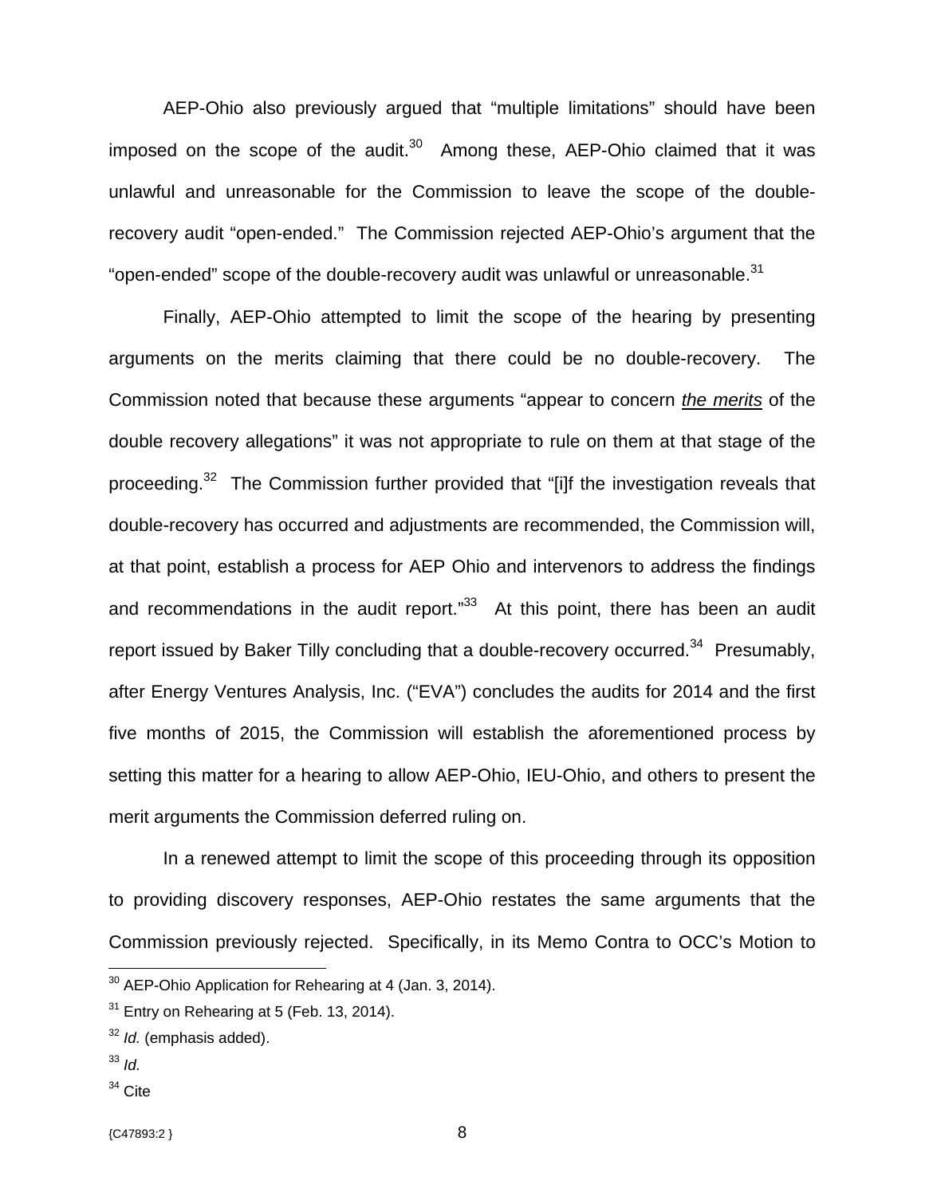AEP-Ohio also previously argued that "multiple limitations" should have been imposed on the scope of the audit.[30] Among these, AEP-Ohio claimed that it was unlawful and unreasonable for the Commission to leave the scope of the double-recovery audit "open-ended." The Commission rejected AEP-Ohio's argument that the "open-ended" scope of the double-recovery audit was unlawful or unreasonable.[31]

Finally, AEP-Ohio attempted to limit the scope of the hearing by presenting arguments on the merits claiming that there could be no double-recovery. The Commission noted that because these arguments "appear to concern <u>*the merits*</u> of the double recovery allegations" it was not appropriate to rule on them at that stage of the proceeding.[32] The Commission further provided that "[i]f the investigation reveals that double-recovery has occurred and adjustments are recommended, the Commission will, at that point, establish a process for AEP Ohio and intervenors to address the findings and recommendations in the audit report."[33] At this point, there has been an audit report issued by Baker Tilly concluding that a double-recovery occurred.[34] Presumably, after Energy Ventures Analysis, Inc. ("EVA") concludes the audits for 2014 and the first five months of 2015, the Commission will establish the aforementioned process by setting this matter for a hearing to allow AEP-Ohio, IEU-Ohio, and others to present the merit arguments the Commission deferred ruling on.

In a renewed attempt to limit the scope of this proceeding through its opposition to providing discovery responses, AEP-Ohio restates the same arguments that the Commission previously rejected. Specifically, in its Memo Contra to OCC's Motion to

---

[30] AEP-Ohio Application for Rehearing at 4 (Jan. 3, 2014).

[31] Entry on Rehearing at 5 (Feb. 13, 2014).

[32] *Id.* (emphasis added).

[33] *Id.*

[34] Cite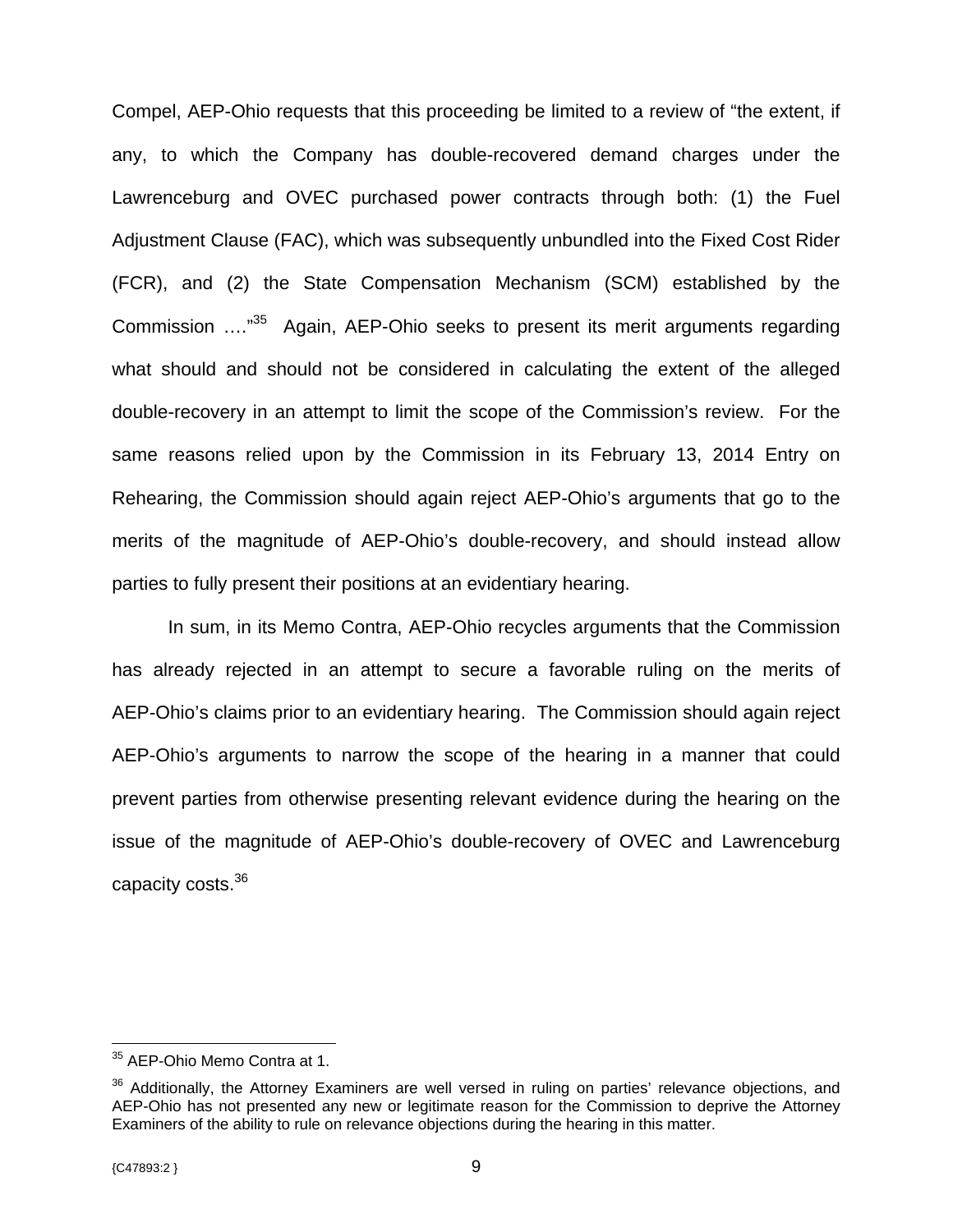Compel, AEP-Ohio requests that this proceeding be limited to a review of "the extent, if any, to which the Company has double-recovered demand charges under the Lawrenceburg and OVEC purchased power contracts through both: (1) the Fuel Adjustment Clause (FAC), which was subsequently unbundled into the Fixed Cost Rider (FCR), and (2) the State Compensation Mechanism (SCM) established by the Commission …."[35] Again, AEP-Ohio seeks to present its merit arguments regarding what should and should not be considered in calculating the extent of the alleged double-recovery in an attempt to limit the scope of the Commission's review. For the same reasons relied upon by the Commission in its February 13, 2014 Entry on Rehearing, the Commission should again reject AEP-Ohio's arguments that go to the merits of the magnitude of AEP-Ohio's double-recovery, and should instead allow parties to fully present their positions at an evidentiary hearing.

In sum, in its Memo Contra, AEP-Ohio recycles arguments that the Commission has already rejected in an attempt to secure a favorable ruling on the merits of AEP-Ohio's claims prior to an evidentiary hearing. The Commission should again reject AEP-Ohio's arguments to narrow the scope of the hearing in a manner that could prevent parties from otherwise presenting relevant evidence during the hearing on the issue of the magnitude of AEP-Ohio's double-recovery of OVEC and Lawrenceburg capacity costs.[36]

---

[35] AEP-Ohio Memo Contra at 1.

[36] Additionally, the Attorney Examiners are well versed in ruling on parties' relevance objections, and AEP-Ohio has not presented any new or legitimate reason for the Commission to deprive the Attorney Examiners of the ability to rule on relevance objections during the hearing in this matter.

{C47893:2 }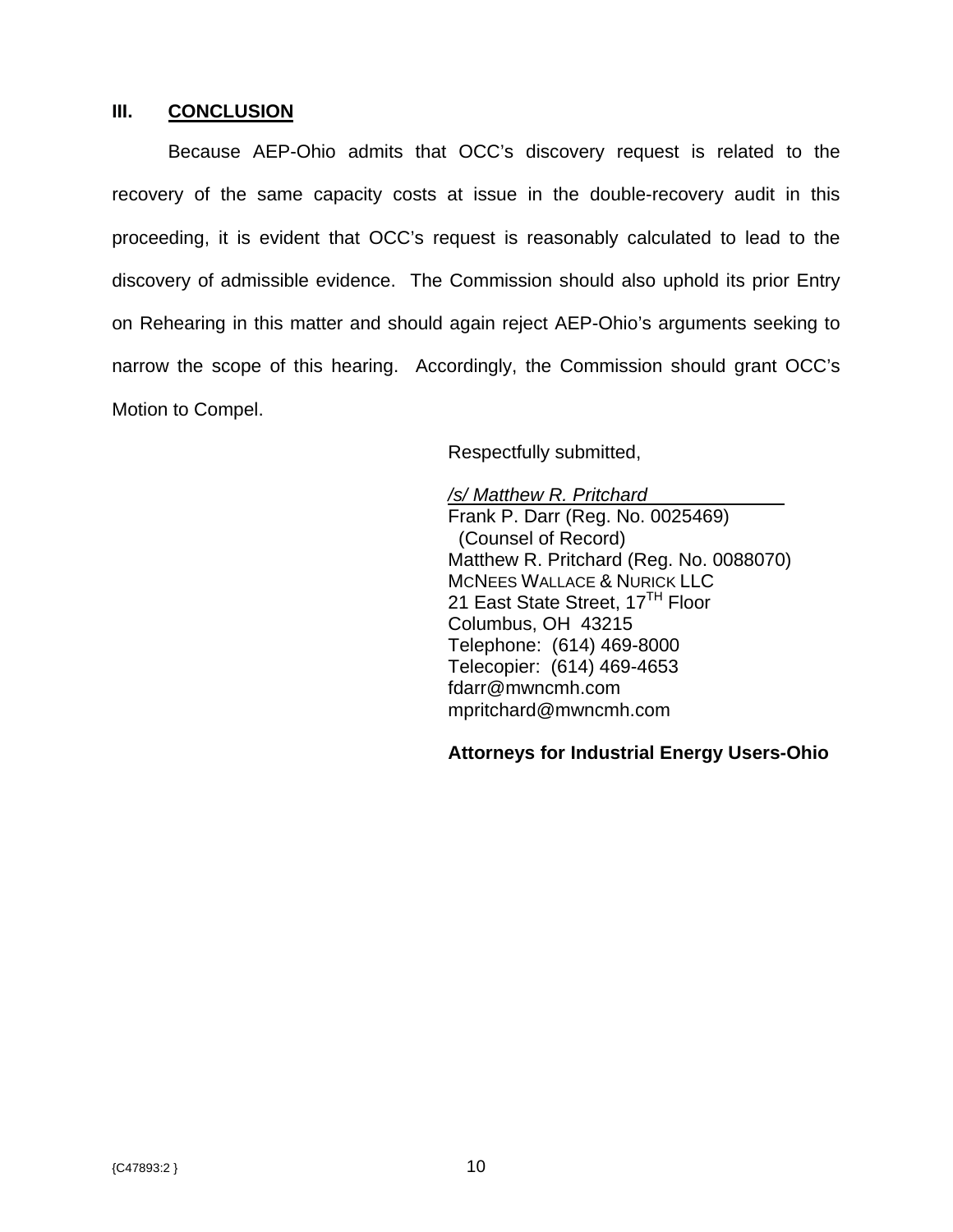## III. CONCLUSION

Because AEP-Ohio admits that OCC's discovery request is related to the recovery of the same capacity costs at issue in the double-recovery audit in this proceeding, it is evident that OCC's request is reasonably calculated to lead to the discovery of admissible evidence. The Commission should also uphold its prior Entry on Rehearing in this matter and should again reject AEP-Ohio's arguments seeking to narrow the scope of this hearing. Accordingly, the Commission should grant OCC's Motion to Compel.

Respectfully submitted,

*/s/ Matthew R. Pritchard*
Frank P. Darr (Reg. No. 0025469)
(Counsel of Record)
Matthew R. Pritchard (Reg. No. 0088070)
McNees Wallace & Nurick LLC
21 East State Street, 17TH Floor
Columbus, OH 43215
Telephone: (614) 469-8000
Telecopier: (614) 469-4653
fdarr@mwncmh.com
mpritchard@mwncmh.com

**Attorneys for Industrial Energy Users-Ohio**

{C47893:2 }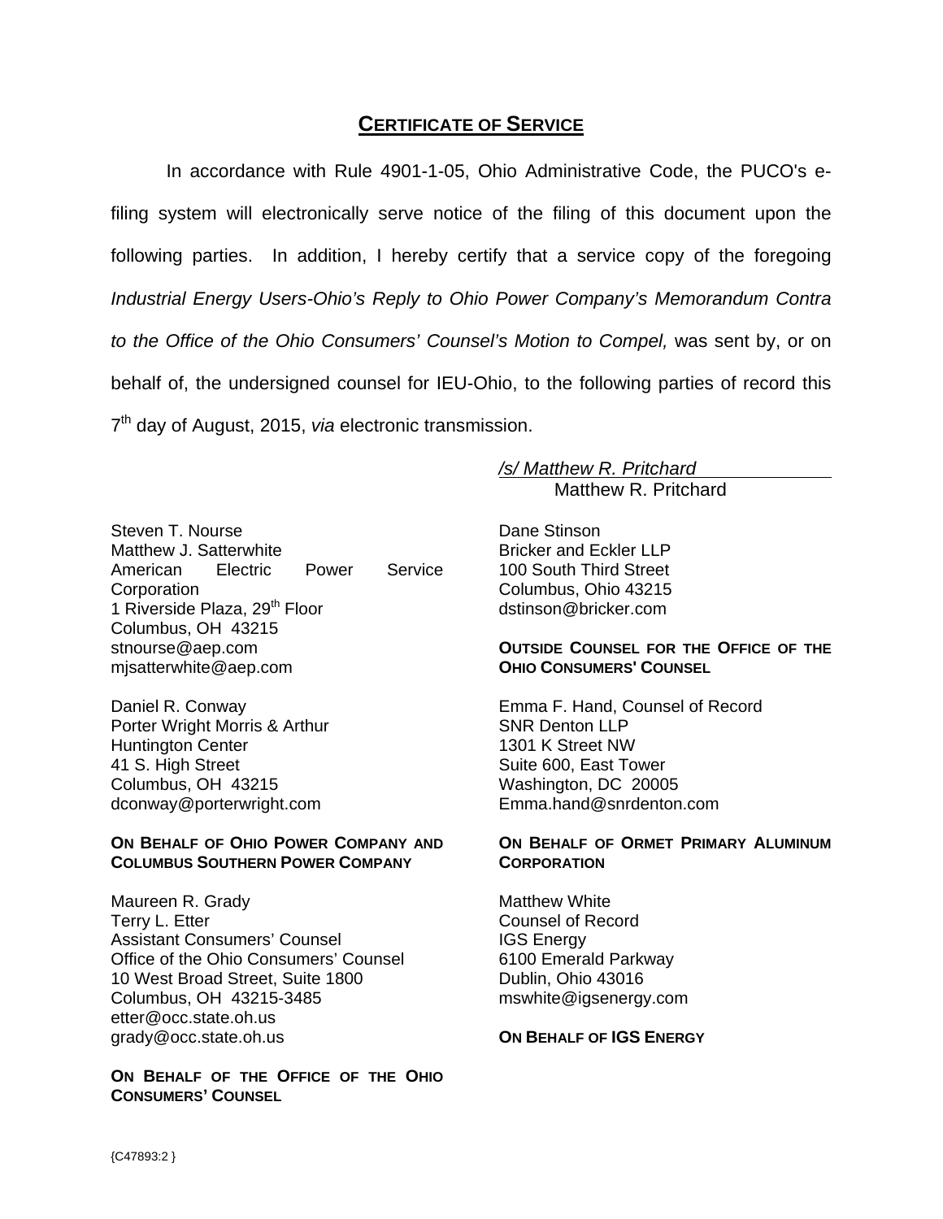## CERTIFICATE OF SERVICE

In accordance with Rule 4901-1-05, Ohio Administrative Code, the PUCO's e-filing system will electronically serve notice of the filing of this document upon the following parties. In addition, I hereby certify that a service copy of the foregoing *Industrial Energy Users-Ohio's Reply to Ohio Power Company's Memorandum Contra to the Office of the Ohio Consumers' Counsel's Motion to Compel,* was sent by, or on behalf of, the undersigned counsel for IEU-Ohio, to the following parties of record this 7th day of August, 2015, *via* electronic transmission.

*/s/ Matthew R. Pritchard*
Matthew R. Pritchard

Steven T. Nourse
Matthew J. Satterwhite
American Electric Power Service Corporation
1 Riverside Plaza, 29th Floor
Columbus, OH 43215
stnourse@aep.com
mjsatterwhite@aep.com

Daniel R. Conway
Porter Wright Morris & Arthur
Huntington Center
41 S. High Street
Columbus, OH 43215
dconway@porterwright.com

**ON BEHALF OF OHIO POWER COMPANY AND COLUMBUS SOUTHERN POWER COMPANY**

Maureen R. Grady
Terry L. Etter
Assistant Consumers' Counsel
Office of the Ohio Consumers' Counsel
10 West Broad Street, Suite 1800
Columbus, OH 43215-3485
etter@occ.state.oh.us
grady@occ.state.oh.us

**ON BEHALF OF THE OFFICE OF THE OHIO CONSUMERS' COUNSEL**

Dane Stinson
Bricker and Eckler LLP
100 South Third Street
Columbus, Ohio 43215
dstinson@bricker.com

**OUTSIDE COUNSEL FOR THE OFFICE OF THE OHIO CONSUMERS' COUNSEL**

Emma F. Hand, Counsel of Record
SNR Denton LLP
1301 K Street NW
Suite 600, East Tower
Washington, DC 20005
Emma.hand@snrdenton.com

**ON BEHALF OF ORMET PRIMARY ALUMINUM CORPORATION**

Matthew White
Counsel of Record
IGS Energy
6100 Emerald Parkway
Dublin, Ohio 43016
mswhite@igsenergy.com

**ON BEHALF OF IGS ENERGY**

{C47893:2 }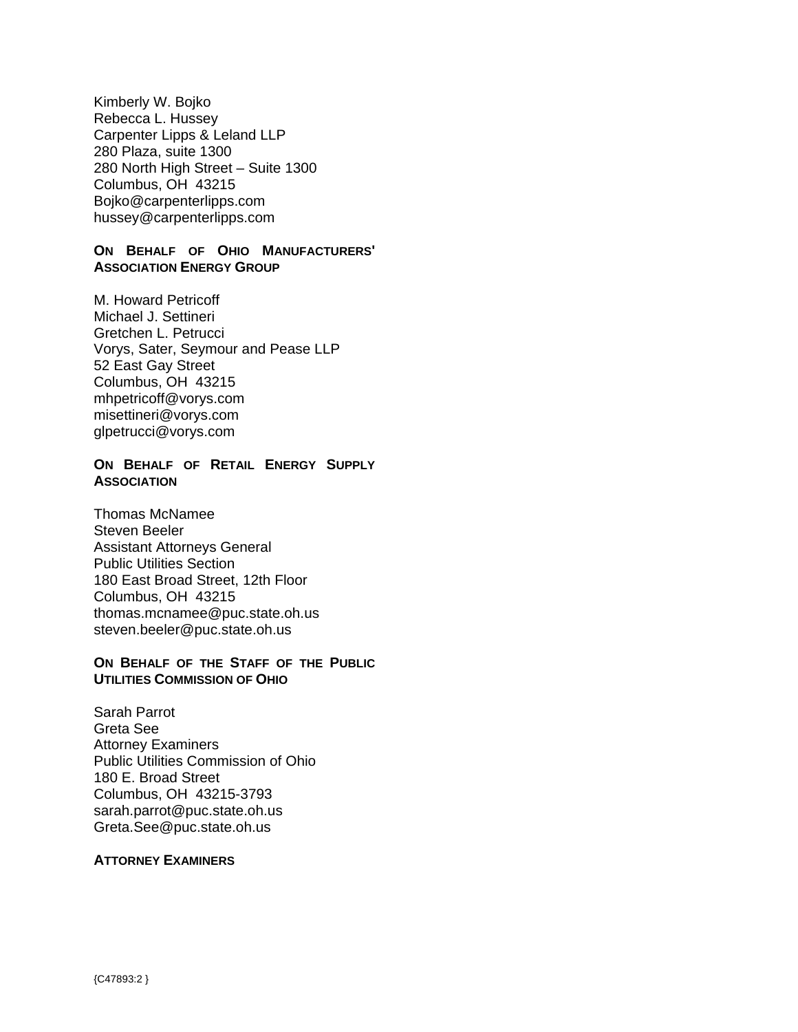Kimberly W. Bojko
Rebecca L. Hussey
Carpenter Lipps & Leland LLP
280 Plaza, suite 1300
280 North High Street – Suite 1300
Columbus, OH 43215
Bojko@carpenterlipps.com
hussey@carpenterlipps.com

**ON BEHALF OF OHIO MANUFACTURERS' ASSOCIATION ENERGY GROUP**

M. Howard Petricoff
Michael J. Settineri
Gretchen L. Petrucci
Vorys, Sater, Seymour and Pease LLP
52 East Gay Street
Columbus, OH 43215
mhpetricoff@vorys.com
misettineri@vorys.com
glpetrucci@vorys.com

**ON BEHALF OF RETAIL ENERGY SUPPLY ASSOCIATION**

Thomas McNamee
Steven Beeler
Assistant Attorneys General
Public Utilities Section
180 East Broad Street, 12th Floor
Columbus, OH 43215
thomas.mcnamee@puc.state.oh.us
steven.beeler@puc.state.oh.us

**ON BEHALF OF THE STAFF OF THE PUBLIC UTILITIES COMMISSION OF OHIO**

Sarah Parrot
Greta See
Attorney Examiners
Public Utilities Commission of Ohio
180 E. Broad Street
Columbus, OH 43215-3793
sarah.parrot@puc.state.oh.us
Greta.See@puc.state.oh.us

**ATTORNEY EXAMINERS**

{C47893:2 }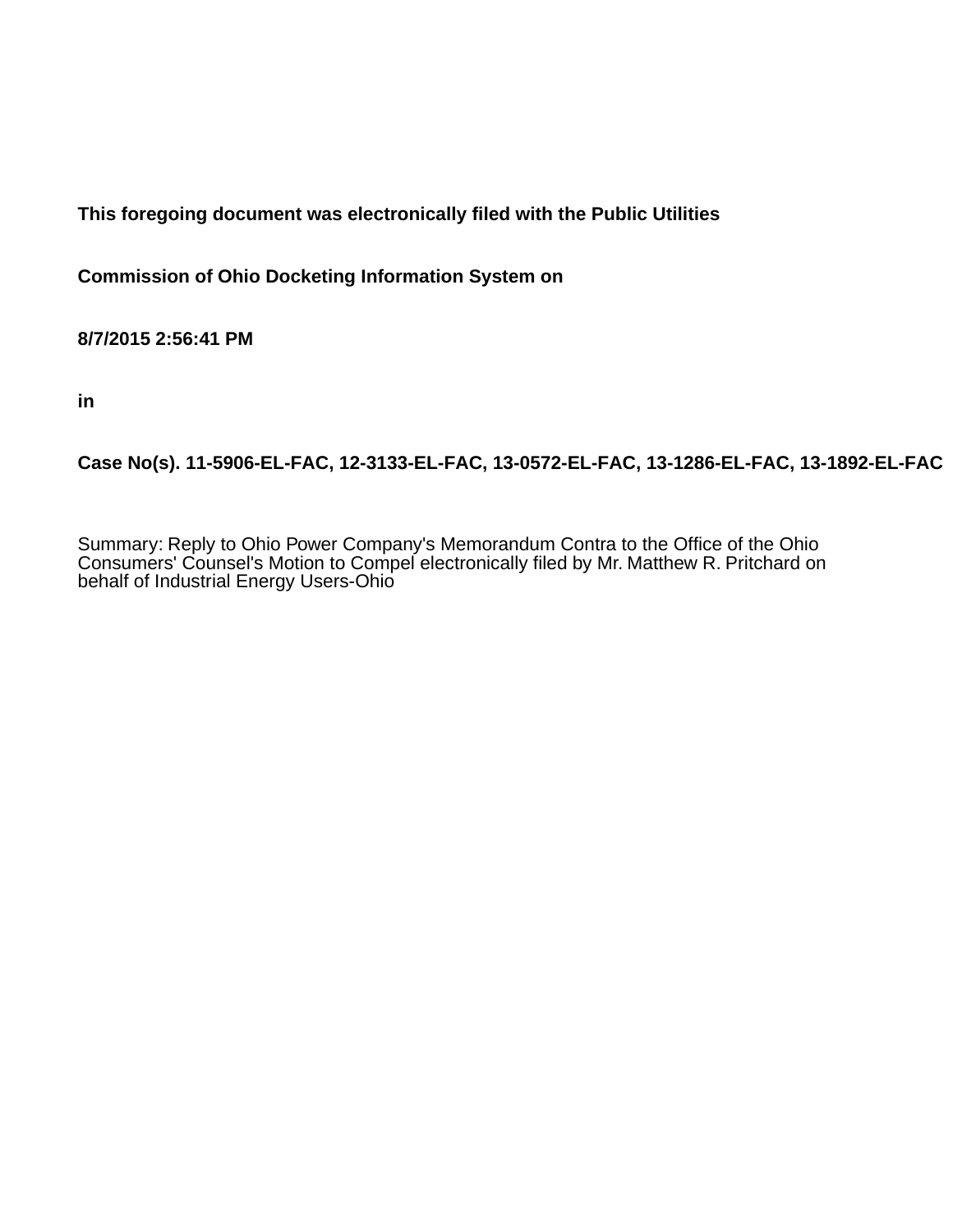**This foregoing document was electronically filed with the Public Utilities**

**Commission of Ohio Docketing Information System on**

**8/7/2015 2:56:41 PM**

**in**

**Case No(s). 11-5906-EL-FAC, 12-3133-EL-FAC, 13-0572-EL-FAC, 13-1286-EL-FAC, 13-1892-EL-FAC**

Summary: Reply to Ohio Power Company's Memorandum Contra to the Office of the Ohio Consumers' Counsel's Motion to Compel electronically filed by Mr. Matthew R. Pritchard on behalf of Industrial Energy Users-Ohio